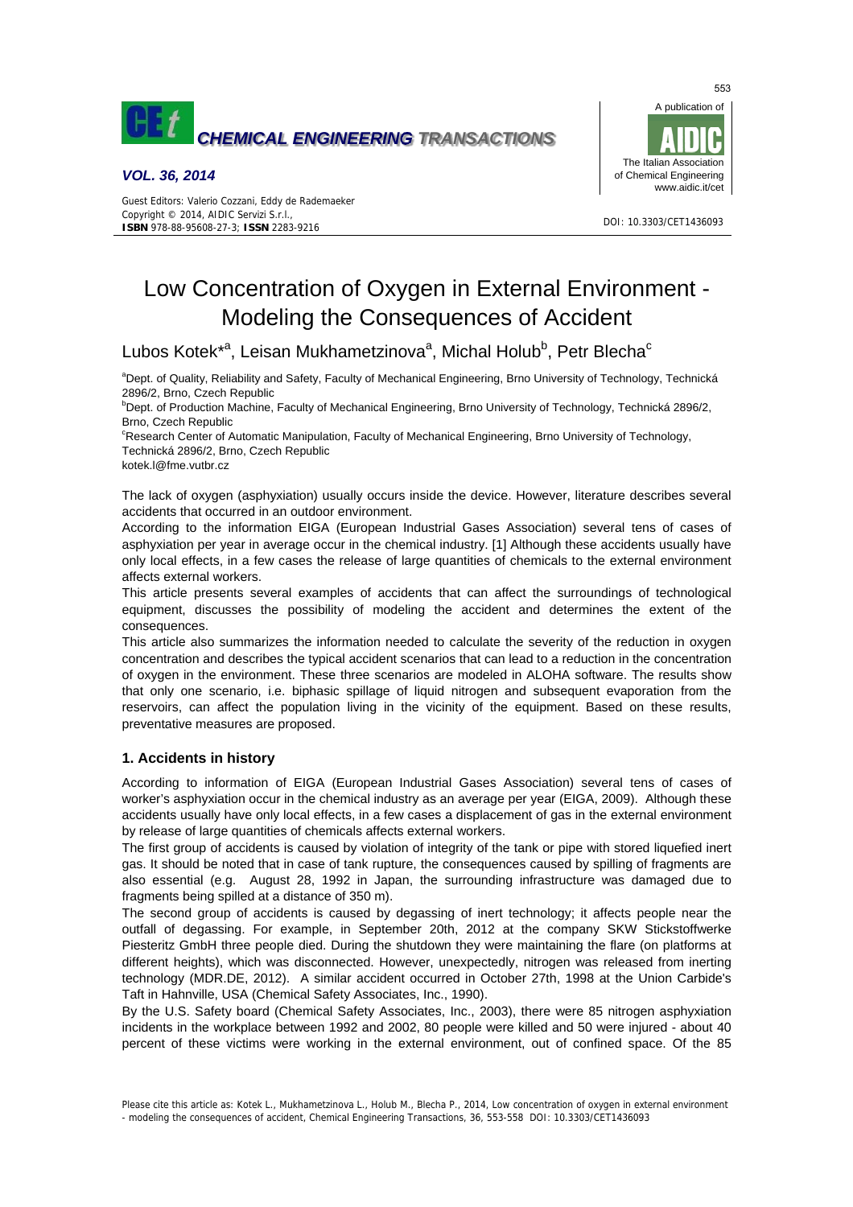# Low Concentration of Oxygen in External Environment - Modeling the Consequences of Accident

Lubos Kotek*[a], Leisan Mukhametzinova[a], Michal Holub[b], Petr Blecha[c]

[a]Dept. of Quality, Reliability and Safety, Faculty of Mechanical Engineering, Brno University of Technology, Technická 2896/2, Brno, Czech Republic

[b]Dept. of Production Machine, Faculty of Mechanical Engineering, Brno University of Technology, Technická 2896/2, Brno, Czech Republic

[c]Research Center of Automatic Manipulation, Faculty of Mechanical Engineering, Brno University of Technology, Technická 2896/2, Brno, Czech Republic

kotek.l@fme.vutbr.cz

The lack of oxygen (asphyxiation) usually occurs inside the device. However, literature describes several accidents that occurred in an outdoor environment.

According to the information EIGA (European Industrial Gases Association) several tens of cases of asphyxiation per year in average occur in the chemical industry. [1] Although these accidents usually have only local effects, in a few cases the release of large quantities of chemicals to the external environment affects external workers.

This article presents several examples of accidents that can affect the surroundings of technological equipment, discusses the possibility of modeling the accident and determines the extent of the consequences.

This article also summarizes the information needed to calculate the severity of the reduction in oxygen concentration and describes the typical accident scenarios that can lead to a reduction in the concentration of oxygen in the environment. These three scenarios are modeled in ALOHA software. The results show that only one scenario, i.e. biphasic spillage of liquid nitrogen and subsequent evaporation from the reservoirs, can affect the population living in the vicinity of the equipment. Based on these results, preventative measures are proposed.

## 1. Accidents in history

According to information of EIGA (European Industrial Gases Association) several tens of cases of worker's asphyxiation occur in the chemical industry as an average per year (EIGA, 2009). Although these accidents usually have only local effects, in a few cases a displacement of gas in the external environment by release of large quantities of chemicals affects external workers.

The first group of accidents is caused by violation of integrity of the tank or pipe with stored liquefied inert gas. It should be noted that in case of tank rupture, the consequences caused by spilling of fragments are also essential (e.g. August 28, 1992 in Japan, the surrounding infrastructure was damaged due to fragments being spilled at a distance of 350 m).

The second group of accidents is caused by degassing of inert technology; it affects people near the outfall of degassing. For example, in September 20th, 2012 at the company SKW Stickstoffwerke Piesteritz GmbH three people died. During the shutdown they were maintaining the flare (on platforms at different heights), which was disconnected. However, unexpectedly, nitrogen was released from inerting technology (MDR.DE, 2012). A similar accident occurred in October 27th, 1998 at the Union Carbide's Taft in Hahnville, USA (Chemical Safety Associates, Inc., 1990).

By the U.S. Safety board (Chemical Safety Associates, Inc., 2003), there were 85 nitrogen asphyxiation incidents in the workplace between 1992 and 2002, 80 people were killed and 50 were injured - about 40 percent of these victims were working in the external environment, out of confined space. Of the 85

Please cite this article as: Kotek L., Mukhametzinova L., Holub M., Blecha P., 2014, Low concentration of oxygen in external environment - modeling the consequences of accident, Chemical Engineering Transactions, 36, 553-558 DOI: 10.3303/CET1436093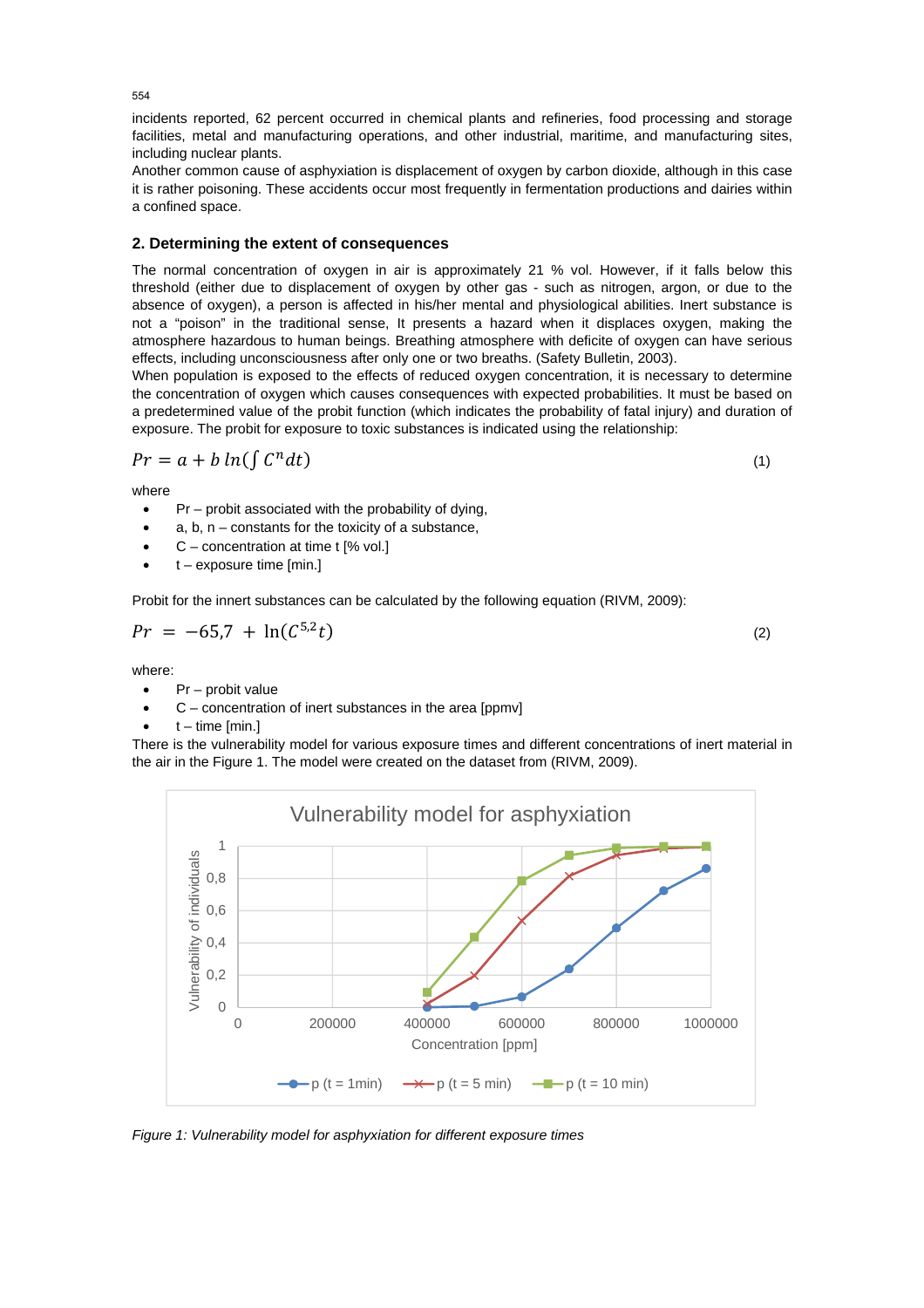incidents reported, 62 percent occurred in chemical plants and refineries, food processing and storage facilities, metal and manufacturing operations, and other industrial, maritime, and manufacturing sites, including nuclear plants.
Another common cause of asphyxiation is displacement of oxygen by carbon dioxide, although in this case it is rather poisoning. These accidents occur most frequently in fermentation productions and dairies within a confined space.

## 2. Determining the extent of consequences

The normal concentration of oxygen in air is approximately 21 % vol. However, if it falls below this threshold (either due to displacement of oxygen by other gas - such as nitrogen, argon, or due to the absence of oxygen), a person is affected in his/her mental and physiological abilities. Inert substance is not a "poison" in the traditional sense, It presents a hazard when it displaces oxygen, making the atmosphere hazardous to human beings. Breathing atmosphere with deficite of oxygen can have serious effects, including unconsciousness after only one or two breaths. (Safety Bulletin, 2003).
When population is exposed to the effects of reduced oxygen concentration, it is necessary to determine the concentration of oxygen which causes consequences with expected probabilities. It must be based on a predetermined value of the probit function (which indicates the probability of fatal injury) and duration of exposure. The probit for exposure to toxic substances is indicated using the relationship:

$$Pr = a + b\,ln(\int C^n dt) \tag{1}$$

where

- Pr – probit associated with the probability of dying,
- a, b, n – constants for the toxicity of a substance,
- C – concentration at time t [% vol.]
- t – exposure time [min.]

Probit for the innert substances can be calculated by the following equation (RIVM, 2009):

$$Pr = -65{,}7 + \ln(C^{5{,}2}t) \tag{2}$$

where:

- Pr – probit value
- C – concentration of inert substances in the area [ppmv]
- t – time [min.]

There is the vulnerability model for various exposure times and different concentrations of inert material in the air in the Figure 1. The model were created on the dataset from (RIVM, 2009).

*Figure 1: Vulnerability model for asphyxiation for different exposure times*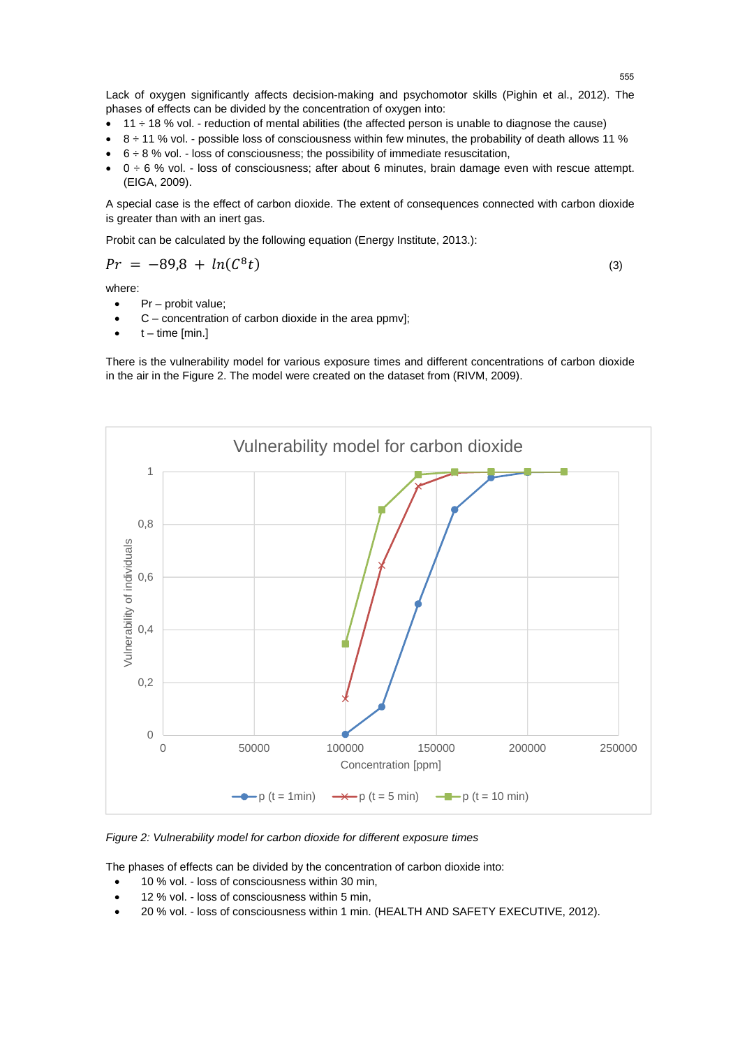Lack of oxygen significantly affects decision-making and psychomotor skills (Pighin et al., 2012). The phases of effects can be divided by the concentration of oxygen into:

- 11 ÷ 18 % vol. - reduction of mental abilities (the affected person is unable to diagnose the cause)
- 8 ÷ 11 % vol. - possible loss of consciousness within few minutes, the probability of death allows 11 %
- 6 ÷ 8 % vol. - loss of consciousness; the possibility of immediate resuscitation,
- 0 ÷ 6 % vol. - loss of consciousness; after about 6 minutes, brain damage even with rescue attempt. (EIGA, 2009).

A special case is the effect of carbon dioxide. The extent of consequences connected with carbon dioxide is greater than with an inert gas.

Probit can be calculated by the following equation (Energy Institute, 2013.):

$$Pr = -89{,}8 + ln(C^8 t) \tag{3}$$

where:

- Pr – probit value;
- C – concentration of carbon dioxide in the area ppmv];
- t – time [min.]

There is the vulnerability model for various exposure times and different concentrations of carbon dioxide in the air in the Figure 2. The model were created on the dataset from (RIVM, 2009).

*Figure 2: Vulnerability model for carbon dioxide for different exposure times*

The phases of effects can be divided by the concentration of carbon dioxide into:

- 10 % vol. - loss of consciousness within 30 min,
- 12 % vol. - loss of consciousness within 5 min,
- 20 % vol. - loss of consciousness within 1 min. (HEALTH AND SAFETY EXECUTIVE, 2012).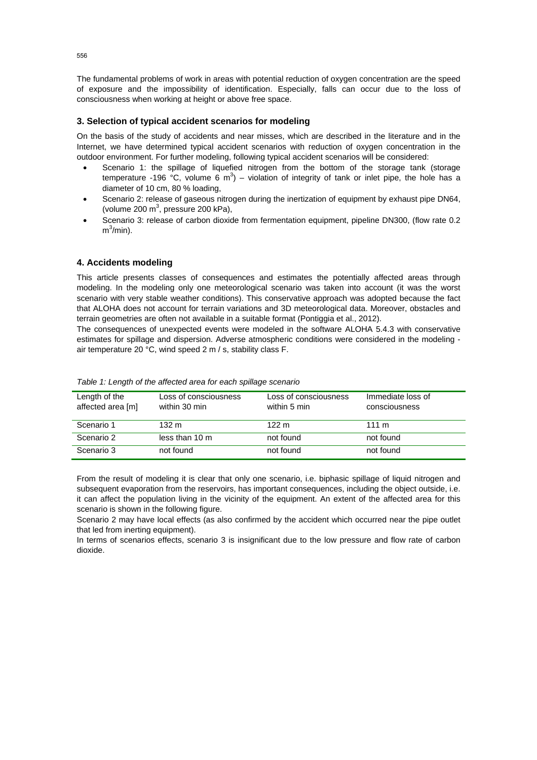The fundamental problems of work in areas with potential reduction of oxygen concentration are the speed of exposure and the impossibility of identification. Especially, falls can occur due to the loss of consciousness when working at height or above free space.

## 3. Selection of typical accident scenarios for modeling

On the basis of the study of accidents and near misses, which are described in the literature and in the Internet, we have determined typical accident scenarios with reduction of oxygen concentration in the outdoor environment. For further modeling, following typical accident scenarios will be considered:

- Scenario 1: the spillage of liquefied nitrogen from the bottom of the storage tank (storage temperature -196 °C, volume 6 $m^3$) – violation of integrity of tank or inlet pipe, the hole has a diameter of 10 cm, 80 % loading,
- Scenario 2: release of gaseous nitrogen during the inertization of equipment by exhaust pipe DN64, (volume 200 $m^3$, pressure 200 kPa),
- Scenario 3: release of carbon dioxide from fermentation equipment, pipeline DN300, (flow rate 0.2 $m^3$/min).

## 4. Accidents modeling

This article presents classes of consequences and estimates the potentially affected areas through modeling. In the modeling only one meteorological scenario was taken into account (it was the worst scenario with very stable weather conditions). This conservative approach was adopted because the fact that ALOHA does not account for terrain variations and 3D meteorological data. Moreover, obstacles and terrain geometries are often not available in a suitable format (Pontiggia et al., 2012).

The consequences of unexpected events were modeled in the software ALOHA 5.4.3 with conservative estimates for spillage and dispersion. Adverse atmospheric conditions were considered in the modeling - air temperature 20 °C, wind speed 2 m / s, stability class F.

*Table 1: Length of the affected area for each spillage scenario*

| Length of the affected area [m] | Loss of consciousness within 30 min | Loss of consciousness within 5 min | Immediate loss of consciousness |
|---|---|---|---|
| Scenario 1 | 132 m | 122 m | 111 m |
| Scenario 2 | less than 10 m | not found | not found |
| Scenario 3 | not found | not found | not found |

From the result of modeling it is clear that only one scenario, i.e. biphasic spillage of liquid nitrogen and subsequent evaporation from the reservoirs, has important consequences, including the object outside, i.e. it can affect the population living in the vicinity of the equipment. An extent of the affected area for this scenario is shown in the following figure.

Scenario 2 may have local effects (as also confirmed by the accident which occurred near the pipe outlet that led from inerting equipment).

In terms of scenarios effects, scenario 3 is insignificant due to the low pressure and flow rate of carbon dioxide.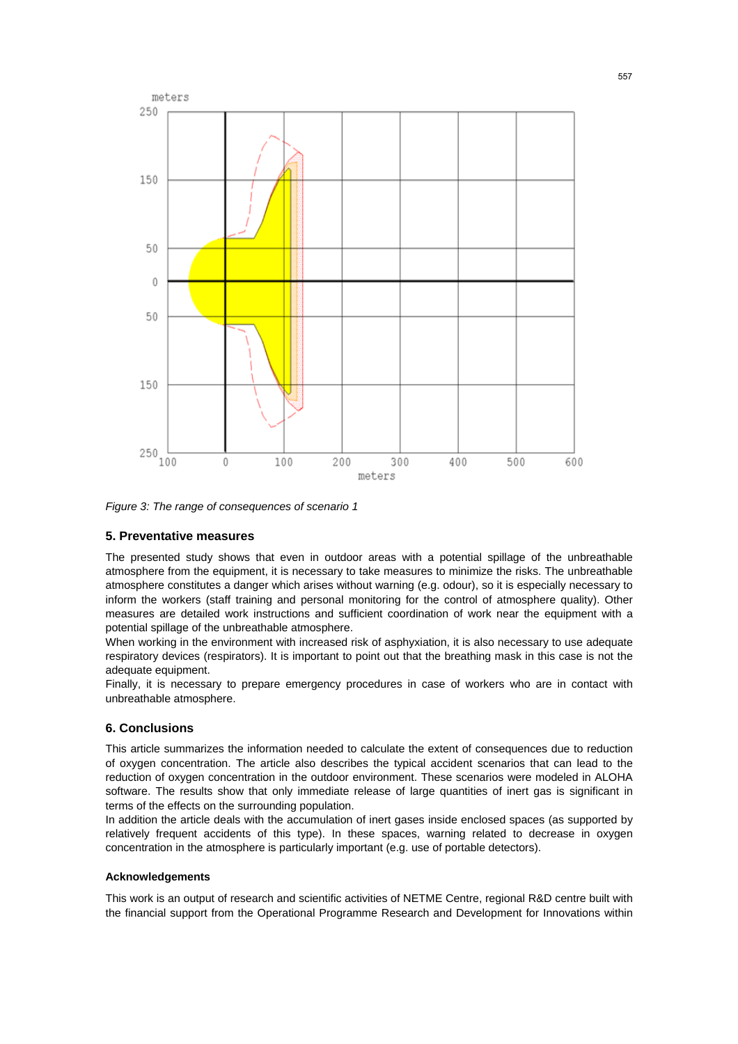*Figure 3: The range of consequences of scenario 1*

## 5. Preventative measures

The presented study shows that even in outdoor areas with a potential spillage of the unbreathable atmosphere from the equipment, it is necessary to take measures to minimize the risks. The unbreathable atmosphere constitutes a danger which arises without warning (e.g. odour), so it is especially necessary to inform the workers (staff training and personal monitoring for the control of atmosphere quality). Other measures are detailed work instructions and sufficient coordination of work near the equipment with a potential spillage of the unbreathable atmosphere.

When working in the environment with increased risk of asphyxiation, it is also necessary to use adequate respiratory devices (respirators). It is important to point out that the breathing mask in this case is not the adequate equipment.

Finally, it is necessary to prepare emergency procedures in case of workers who are in contact with unbreathable atmosphere.

## 6. Conclusions

This article summarizes the information needed to calculate the extent of consequences due to reduction of oxygen concentration. The article also describes the typical accident scenarios that can lead to the reduction of oxygen concentration in the outdoor environment. These scenarios were modeled in ALOHA software. The results show that only immediate release of large quantities of inert gas is significant in terms of the effects on the surrounding population.

In addition the article deals with the accumulation of inert gases inside enclosed spaces (as supported by relatively frequent accidents of this type). In these spaces, warning related to decrease in oxygen concentration in the atmosphere is particularly important (e.g. use of portable detectors).

### Acknowledgements

This work is an output of research and scientific activities of NETME Centre, regional R&D centre built with the financial support from the Operational Programme Research and Development for Innovations within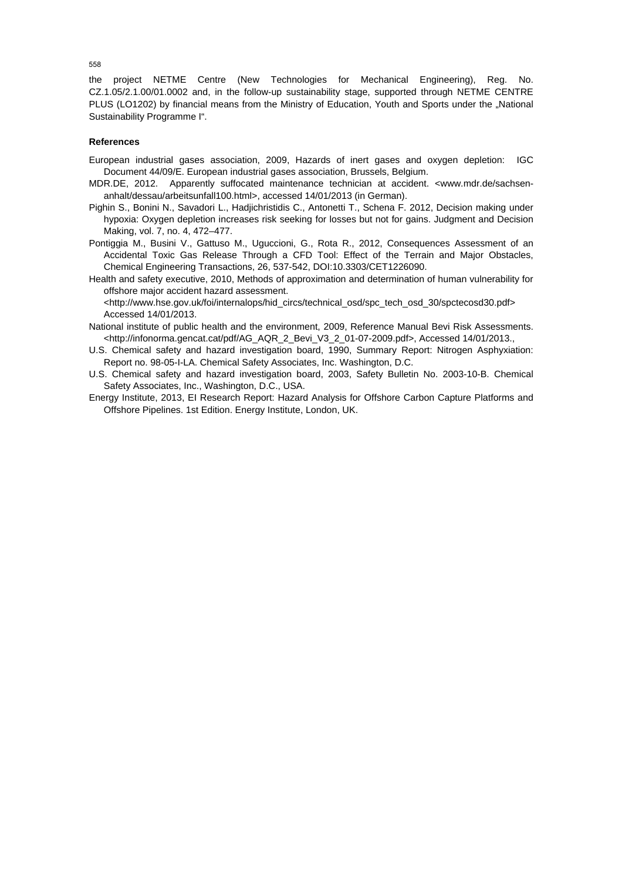the project NETME Centre (New Technologies for Mechanical Engineering), Reg. No. CZ.1.05/2.1.00/01.0002 and, in the follow-up sustainability stage, supported through NETME CENTRE PLUS (LO1202) by financial means from the Ministry of Education, Youth and Sports under the „National Sustainability Programme I".

## References

European industrial gases association, 2009, Hazards of inert gases and oxygen depletion: IGC Document 44/09/E. European industrial gases association, Brussels, Belgium.

MDR.DE, 2012. Apparently suffocated maintenance technician at accident. <www.mdr.de/sachsen-anhalt/dessau/arbeitsunfall100.html>, accessed 14/01/2013 (in German).

Pighin S., Bonini N., Savadori L., Hadjichristidis C., Antonetti T., Schena F. 2012, Decision making under hypoxia: Oxygen depletion increases risk seeking for losses but not for gains. Judgment and Decision Making, vol. 7, no. 4, 472–477.

Pontiggia M., Busini V., Gattuso M., Uguccioni, G., Rota R., 2012, Consequences Assessment of an Accidental Toxic Gas Release Through a CFD Tool: Effect of the Terrain and Major Obstacles, Chemical Engineering Transactions, 26, 537-542, DOI:10.3303/CET1226090.

Health and safety executive, 2010, Methods of approximation and determination of human vulnerability for offshore major accident hazard assessment. <http://www.hse.gov.uk/foi/internalops/hid_circs/technical_osd/spc_tech_osd_30/spctecosd30.pdf> Accessed 14/01/2013.

National institute of public health and the environment, 2009, Reference Manual Bevi Risk Assessments. <http://infonorma.gencat.cat/pdf/AG_AQR_2_Bevi_V3_2_01-07-2009.pdf>, Accessed 14/01/2013.,

U.S. Chemical safety and hazard investigation board, 1990, Summary Report: Nitrogen Asphyxiation: Report no. 98-05-I-LA. Chemical Safety Associates, Inc. Washington, D.C.

U.S. Chemical safety and hazard investigation board, 2003, Safety Bulletin No. 2003-10-B. Chemical Safety Associates, Inc., Washington, D.C., USA.

Energy Institute, 2013, EI Research Report: Hazard Analysis for Offshore Carbon Capture Platforms and Offshore Pipelines. 1st Edition. Energy Institute, London, UK.